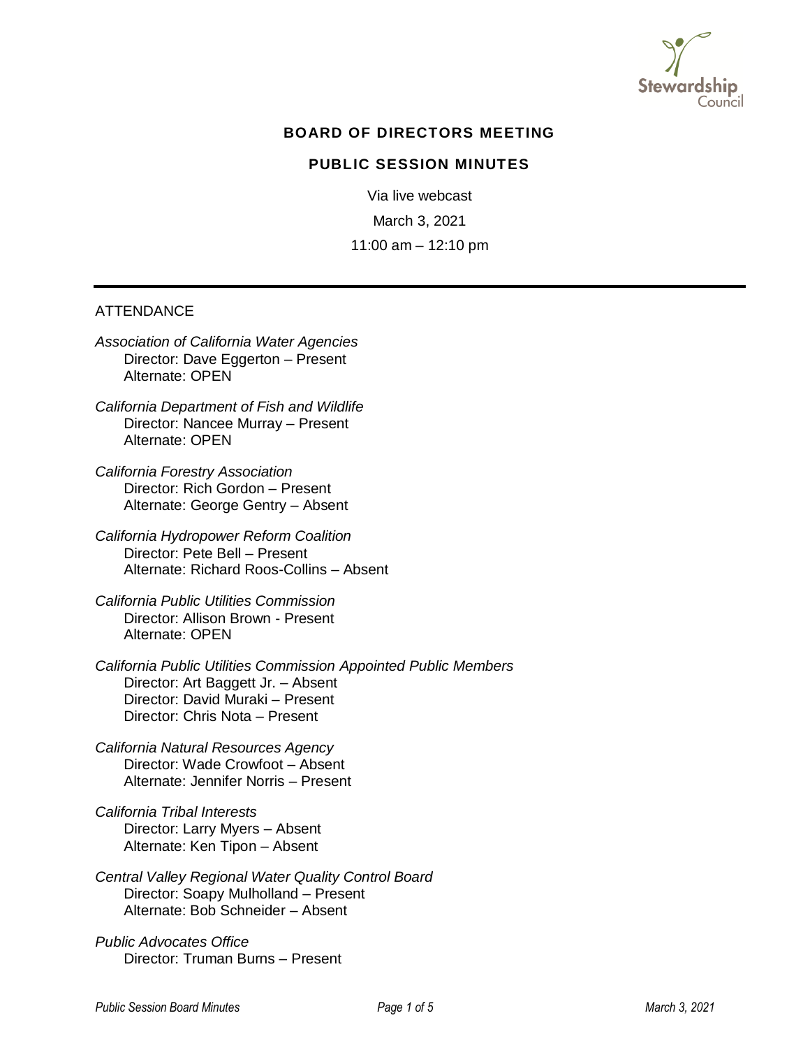## BOARD OF DIRECTORS MEETING

### PUBLIC SESSION MINUTES

Via live webcast

March 3, 2021

11:00 am – 12:10 pm

---

ATTENDANCE

*Association of California Water Agencies*
Director: Dave Eggerton – Present
Alternate: OPEN

*California Department of Fish and Wildlife*
Director: Nancee Murray – Present
Alternate: OPEN

*California Forestry Association*
Director: Rich Gordon – Present
Alternate: George Gentry – Absent

*California Hydropower Reform Coalition*
Director: Pete Bell – Present
Alternate: Richard Roos-Collins – Absent

*California Public Utilities Commission*
Director: Allison Brown - Present
Alternate: OPEN

*California Public Utilities Commission Appointed Public Members*
Director: Art Baggett Jr. – Absent
Director: David Muraki – Present
Director: Chris Nota – Present

*California Natural Resources Agency*
Director: Wade Crowfoot – Absent
Alternate: Jennifer Norris – Present

*California Tribal Interests*
Director: Larry Myers – Absent
Alternate: Ken Tipon – Absent

*Central Valley Regional Water Quality Control Board*
Director: Soapy Mulholland – Present
Alternate: Bob Schneider – Absent

*Public Advocates Office*
Director: Truman Burns – Present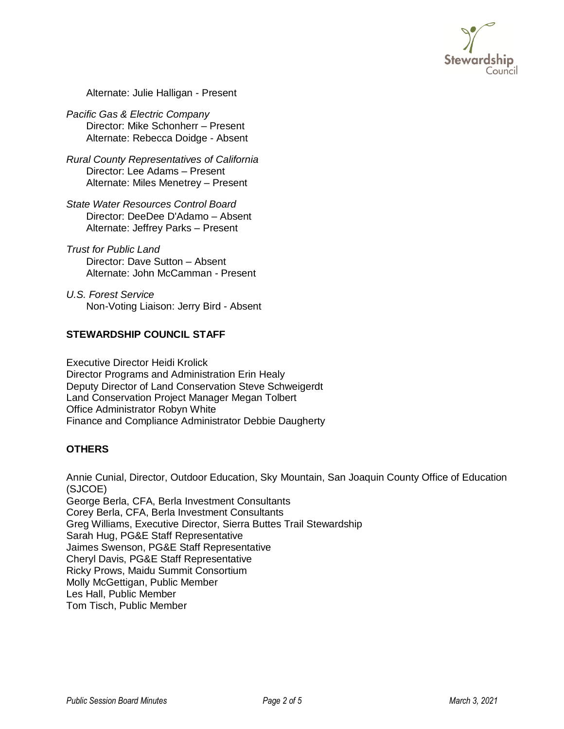Alternate: Julie Halligan - Present

*Pacific Gas & Electric Company*
Director: Mike Schonherr – Present
Alternate: Rebecca Doidge - Absent

*Rural County Representatives of California*
Director: Lee Adams – Present
Alternate: Miles Menetrey – Present

*State Water Resources Control Board*
Director: DeeDee D'Adamo – Absent
Alternate: Jeffrey Parks – Present

*Trust for Public Land*
Director: Dave Sutton – Absent
Alternate: John McCamman - Present

*U.S. Forest Service*
Non-Voting Liaison: Jerry Bird - Absent

**STEWARDSHIP COUNCIL STAFF**

Executive Director Heidi Krolick
Director Programs and Administration Erin Healy
Deputy Director of Land Conservation Steve Schweigerdt
Land Conservation Project Manager Megan Tolbert
Office Administrator Robyn White
Finance and Compliance Administrator Debbie Daugherty

**OTHERS**

Annie Cunial, Director, Outdoor Education, Sky Mountain, San Joaquin County Office of Education (SJCOE)
George Berla, CFA, Berla Investment Consultants
Corey Berla, CFA, Berla Investment Consultants
Greg Williams, Executive Director, Sierra Buttes Trail Stewardship
Sarah Hug, PG&E Staff Representative
Jaimes Swenson, PG&E Staff Representative
Cheryl Davis, PG&E Staff Representative
Ricky Prows, Maidu Summit Consortium
Molly McGettigan, Public Member
Les Hall, Public Member
Tom Tisch, Public Member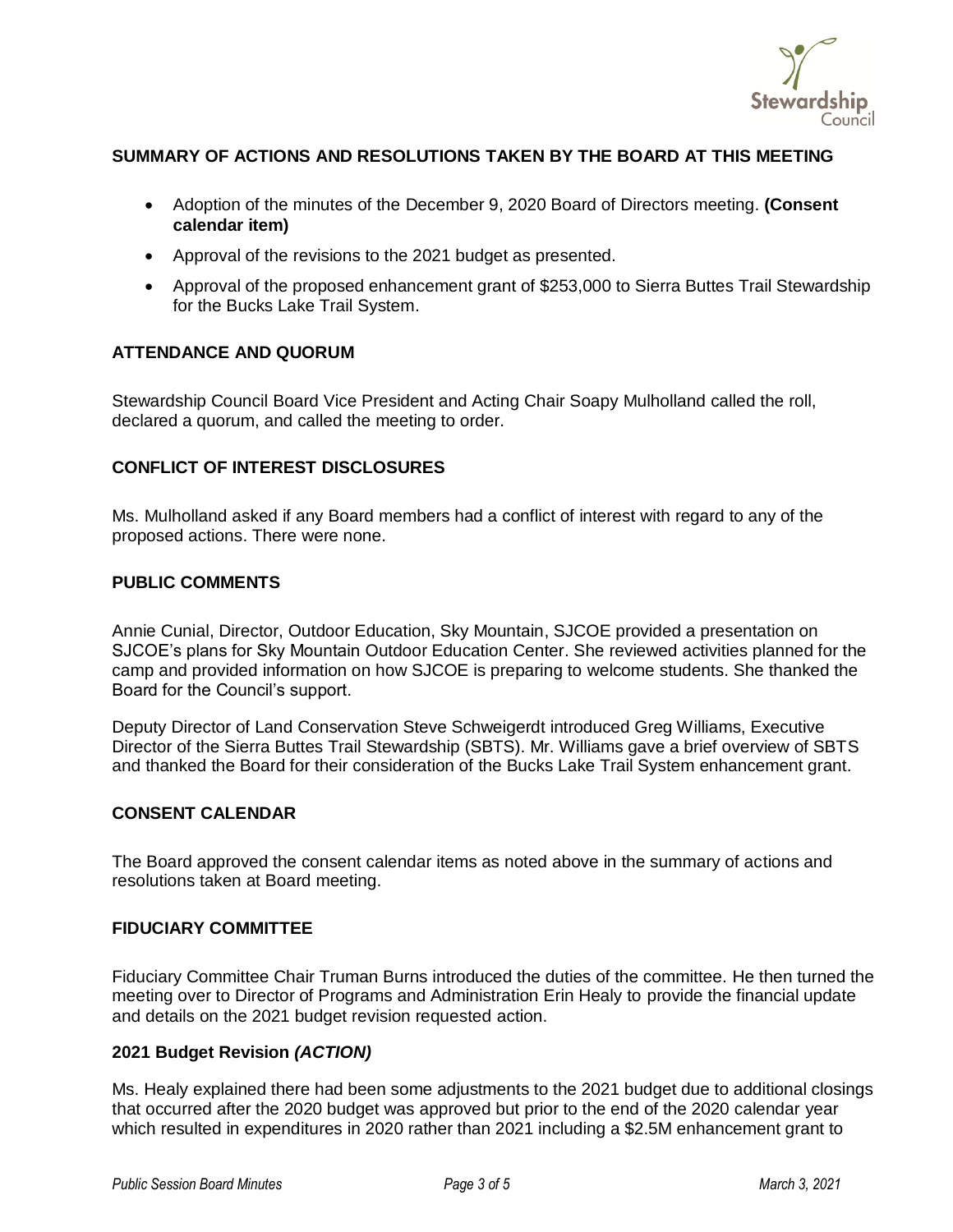## SUMMARY OF ACTIONS AND RESOLUTIONS TAKEN BY THE BOARD AT THIS MEETING

- Adoption of the minutes of the December 9, 2020 Board of Directors meeting. **(Consent calendar item)**
- Approval of the revisions to the 2021 budget as presented.
- Approval of the proposed enhancement grant of $253,000 to Sierra Buttes Trail Stewardship for the Bucks Lake Trail System.

## ATTENDANCE AND QUORUM

Stewardship Council Board Vice President and Acting Chair Soapy Mulholland called the roll, declared a quorum, and called the meeting to order.

## CONFLICT OF INTEREST DISCLOSURES

Ms. Mulholland asked if any Board members had a conflict of interest with regard to any of the proposed actions. There were none.

## PUBLIC COMMENTS

Annie Cunial, Director, Outdoor Education, Sky Mountain, SJCOE provided a presentation on SJCOE's plans for Sky Mountain Outdoor Education Center. She reviewed activities planned for the camp and provided information on how SJCOE is preparing to welcome students. She thanked the Board for the Council's support.

Deputy Director of Land Conservation Steve Schweigerdt introduced Greg Williams, Executive Director of the Sierra Buttes Trail Stewardship (SBTS). Mr. Williams gave a brief overview of SBTS and thanked the Board for their consideration of the Bucks Lake Trail System enhancement grant.

## CONSENT CALENDAR

The Board approved the consent calendar items as noted above in the summary of actions and resolutions taken at Board meeting.

## FIDUCIARY COMMITTEE

Fiduciary Committee Chair Truman Burns introduced the duties of the committee. He then turned the meeting over to Director of Programs and Administration Erin Healy to provide the financial update and details on the 2021 budget revision requested action.

### 2021 Budget Revision *(ACTION)*

Ms. Healy explained there had been some adjustments to the 2021 budget due to additional closings that occurred after the 2020 budget was approved but prior to the end of the 2020 calendar year which resulted in expenditures in 2020 rather than 2021 including a $2.5M enhancement grant to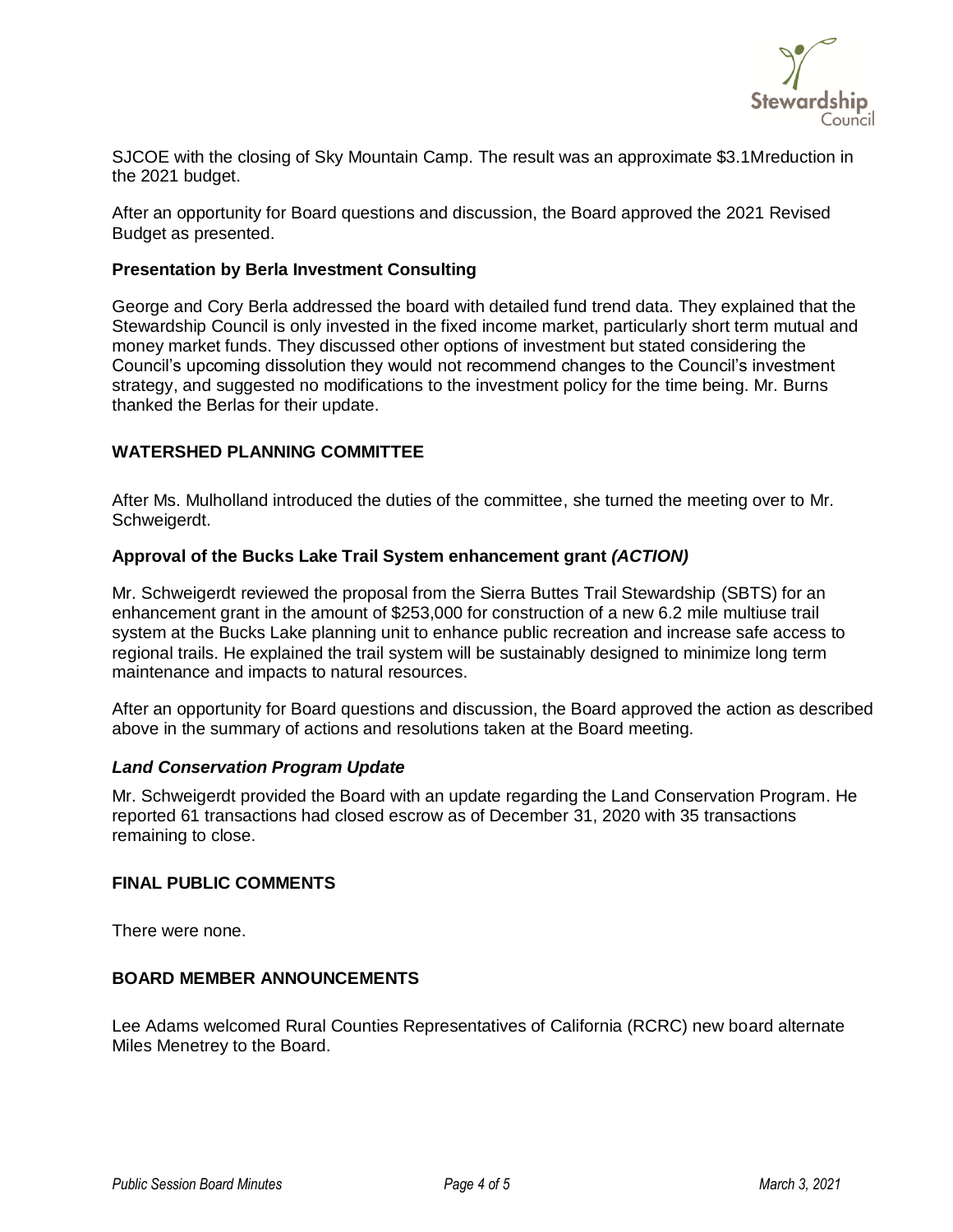SJCOE with the closing of Sky Mountain Camp. The result was an approximate $3.1Mreduction in the 2021 budget.

After an opportunity for Board questions and discussion, the Board approved the 2021 Revised Budget as presented.

**Presentation by Berla Investment Consulting**

George and Cory Berla addressed the board with detailed fund trend data. They explained that the Stewardship Council is only invested in the fixed income market, particularly short term mutual and money market funds. They discussed other options of investment but stated considering the Council's upcoming dissolution they would not recommend changes to the Council's investment strategy, and suggested no modifications to the investment policy for the time being. Mr. Burns thanked the Berlas for their update.

## WATERSHED PLANNING COMMITTEE

After Ms. Mulholland introduced the duties of the committee, she turned the meeting over to Mr. Schweigerdt.

**Approval of the Bucks Lake Trail System enhancement grant *(ACTION)***

Mr. Schweigerdt reviewed the proposal from the Sierra Buttes Trail Stewardship (SBTS) for an enhancement grant in the amount of $253,000 for construction of a new 6.2 mile multiuse trail system at the Bucks Lake planning unit to enhance public recreation and increase safe access to regional trails. He explained the trail system will be sustainably designed to minimize long term maintenance and impacts to natural resources.

After an opportunity for Board questions and discussion, the Board approved the action as described above in the summary of actions and resolutions taken at the Board meeting.

***Land Conservation Program Update***

Mr. Schweigerdt provided the Board with an update regarding the Land Conservation Program. He reported 61 transactions had closed escrow as of December 31, 2020 with 35 transactions remaining to close.

## FINAL PUBLIC COMMENTS

There were none.

## BOARD MEMBER ANNOUNCEMENTS

Lee Adams welcomed Rural Counties Representatives of California (RCRC) new board alternate Miles Menetrey to the Board.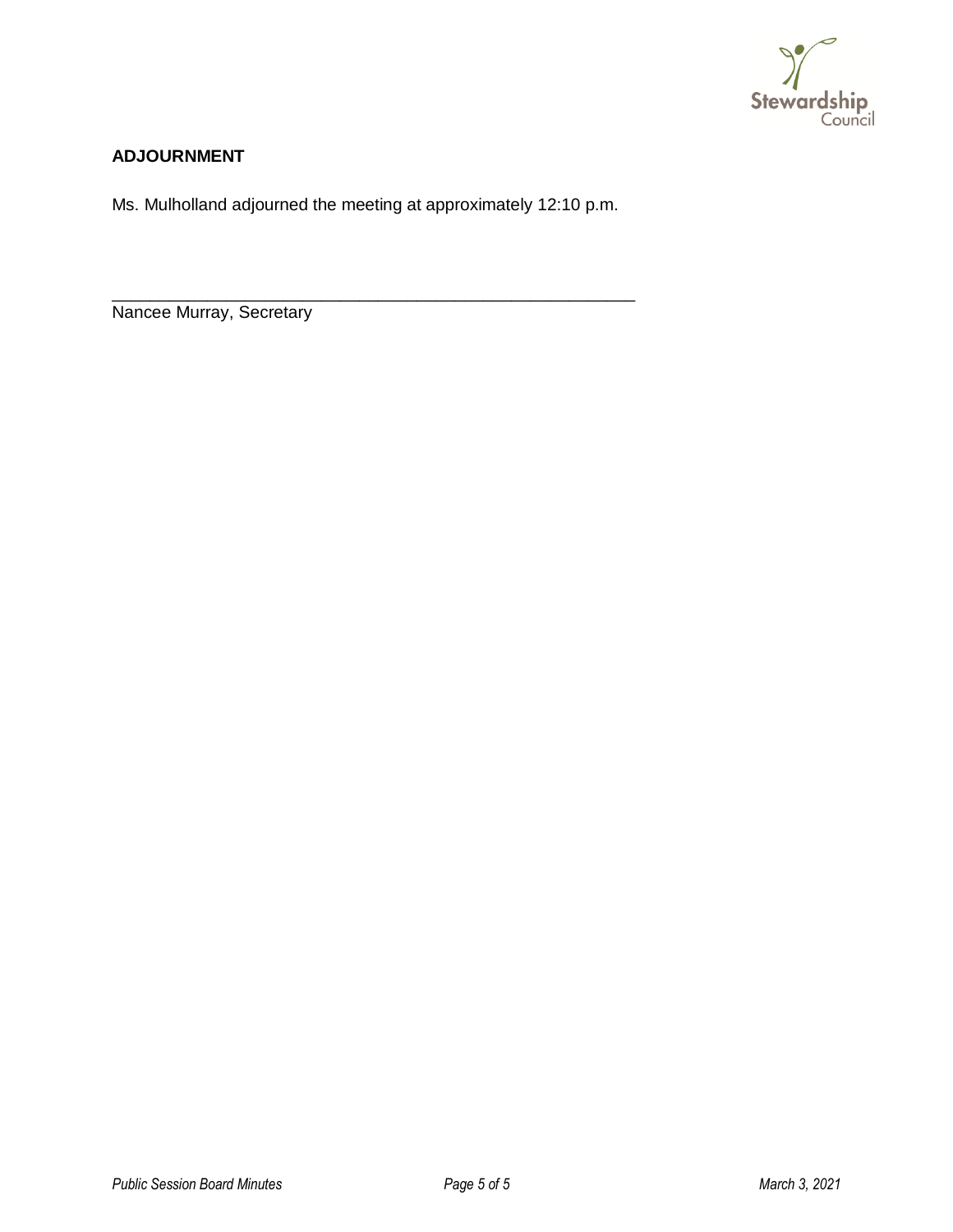**ADJOURNMENT**

Ms. Mulholland adjourned the meeting at approximately 12:10 p.m.

\_\_\_\_\_\_\_\_\_\_\_\_\_\_\_\_\_\_\_\_\_\_\_\_\_\_\_\_\_\_\_\_\_\_\_\_\_\_\_\_\_\_\_\_\_\_\_\_\_\_\_\_\_\_\_\_

Nancee Murray, Secretary